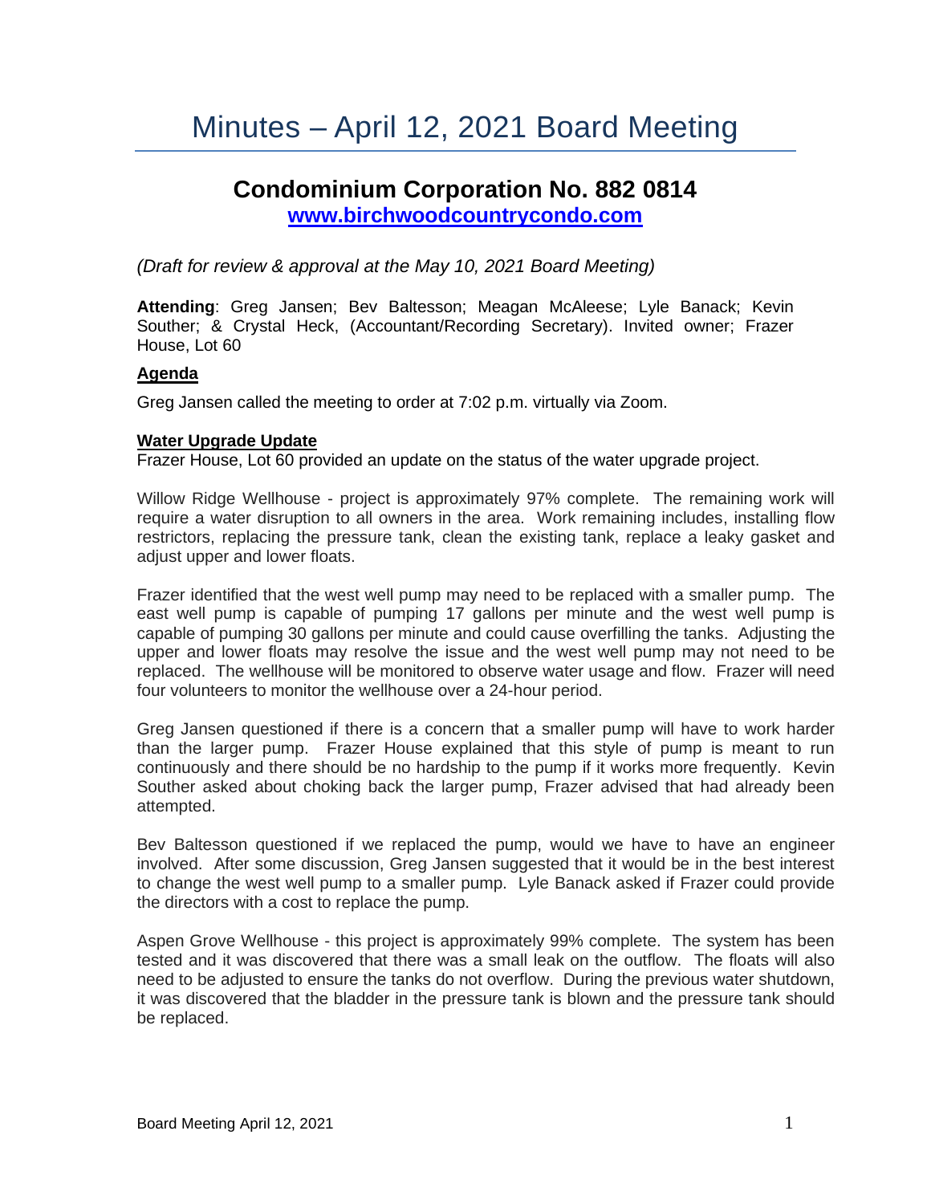# Minutes – April 12, 2021 Board Meeting

## Condominium Corporation No. 882 0814

**[www.birchwoodcountrycondo.com](http://www.birchwoodcountrycondo.com)**

*(Draft for review & approval at the May 10, 2021 Board Meeting)*

**Attending**: Greg Jansen; Bev Baltesson; Meagan McAleese; Lyle Banack; Kevin Souther; & Crystal Heck, (Accountant/Recording Secretary). Invited owner; Frazer House, Lot 60

**Agenda**

Greg Jansen called the meeting to order at 7:02 p.m. virtually via Zoom.

**Water Upgrade Update**

Frazer House, Lot 60 provided an update on the status of the water upgrade project.

Willow Ridge Wellhouse - project is approximately 97% complete. The remaining work will require a water disruption to all owners in the area. Work remaining includes, installing flow restrictors, replacing the pressure tank, clean the existing tank, replace a leaky gasket and adjust upper and lower floats.

Frazer identified that the west well pump may need to be replaced with a smaller pump. The east well pump is capable of pumping 17 gallons per minute and the west well pump is capable of pumping 30 gallons per minute and could cause overfilling the tanks. Adjusting the upper and lower floats may resolve the issue and the west well pump may not need to be replaced. The wellhouse will be monitored to observe water usage and flow. Frazer will need four volunteers to monitor the wellhouse over a 24-hour period.

Greg Jansen questioned if there is a concern that a smaller pump will have to work harder than the larger pump. Frazer House explained that this style of pump is meant to run continuously and there should be no hardship to the pump if it works more frequently. Kevin Souther asked about choking back the larger pump, Frazer advised that had already been attempted.

Bev Baltesson questioned if we replaced the pump, would we have to have an engineer involved. After some discussion, Greg Jansen suggested that it would be in the best interest to change the west well pump to a smaller pump. Lyle Banack asked if Frazer could provide the directors with a cost to replace the pump.

Aspen Grove Wellhouse - this project is approximately 99% complete. The system has been tested and it was discovered that there was a small leak on the outflow. The floats will also need to be adjusted to ensure the tanks do not overflow. During the previous water shutdown, it was discovered that the bladder in the pressure tank is blown and the pressure tank should be replaced.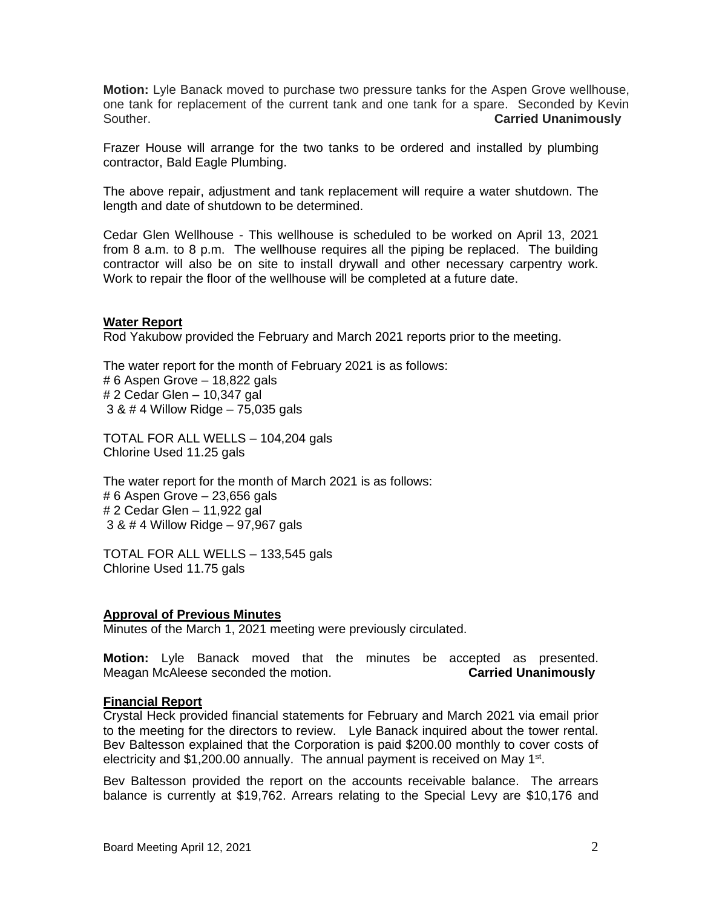**Motion:** Lyle Banack moved to purchase two pressure tanks for the Aspen Grove wellhouse, one tank for replacement of the current tank and one tank for a spare. Seconded by Kevin Souther. **Carried Unanimously**

Frazer House will arrange for the two tanks to be ordered and installed by plumbing contractor, Bald Eagle Plumbing.

The above repair, adjustment and tank replacement will require a water shutdown. The length and date of shutdown to be determined.

Cedar Glen Wellhouse - This wellhouse is scheduled to be worked on April 13, 2021 from 8 a.m. to 8 p.m. The wellhouse requires all the piping be replaced. The building contractor will also be on site to install drywall and other necessary carpentry work. Work to repair the floor of the wellhouse will be completed at a future date.

**Water Report**

Rod Yakubow provided the February and March 2021 reports prior to the meeting.

The water report for the month of February 2021 is as follows:
# 6 Aspen Grove – 18,822 gals
# 2 Cedar Glen – 10,347 gal
3 & # 4 Willow Ridge – 75,035 gals

TOTAL FOR ALL WELLS – 104,204 gals
Chlorine Used 11.25 gals

The water report for the month of March 2021 is as follows:
# 6 Aspen Grove – 23,656 gals
# 2 Cedar Glen – 11,922 gal
3 & # 4 Willow Ridge – 97,967 gals

TOTAL FOR ALL WELLS – 133,545 gals
Chlorine Used 11.75 gals

**Approval of Previous Minutes**

Minutes of the March 1, 2021 meeting were previously circulated.

**Motion:** Lyle Banack moved that the minutes be accepted as presented. Meagan McAleese seconded the motion. **Carried Unanimously**

**Financial Report**

Crystal Heck provided financial statements for February and March 2021 via email prior to the meeting for the directors to review. Lyle Banack inquired about the tower rental. Bev Baltesson explained that the Corporation is paid $200.00 monthly to cover costs of electricity and $1,200.00 annually. The annual payment is received on May 1st.

Bev Baltesson provided the report on the accounts receivable balance. The arrears balance is currently at $19,762. Arrears relating to the Special Levy are $10,176 and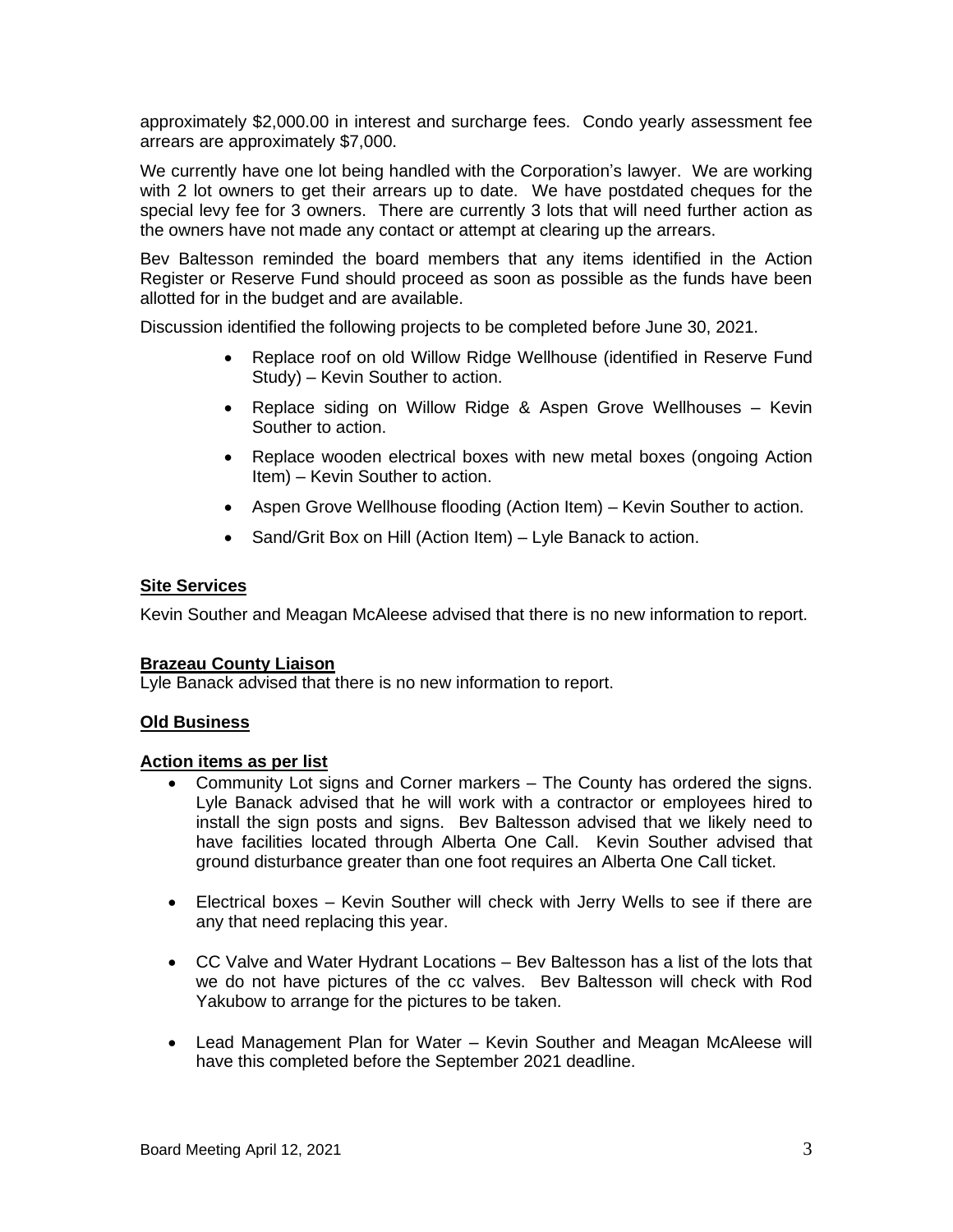approximately $2,000.00 in interest and surcharge fees. Condo yearly assessment fee arrears are approximately $7,000.

We currently have one lot being handled with the Corporation's lawyer. We are working with 2 lot owners to get their arrears up to date. We have postdated cheques for the special levy fee for 3 owners. There are currently 3 lots that will need further action as the owners have not made any contact or attempt at clearing up the arrears.

Bev Baltesson reminded the board members that any items identified in the Action Register or Reserve Fund should proceed as soon as possible as the funds have been allotted for in the budget and are available.

Discussion identified the following projects to be completed before June 30, 2021.

- Replace roof on old Willow Ridge Wellhouse (identified in Reserve Fund Study) – Kevin Souther to action.
- Replace siding on Willow Ridge & Aspen Grove Wellhouses – Kevin Souther to action.
- Replace wooden electrical boxes with new metal boxes (ongoing Action Item) – Kevin Souther to action.
- Aspen Grove Wellhouse flooding (Action Item) – Kevin Souther to action.
- Sand/Grit Box on Hill (Action Item) – Lyle Banack to action.

**Site Services**

Kevin Souther and Meagan McAleese advised that there is no new information to report.

**Brazeau County Liaison**

Lyle Banack advised that there is no new information to report.

**Old Business**

**Action items as per list**

- Community Lot signs and Corner markers – The County has ordered the signs. Lyle Banack advised that he will work with a contractor or employees hired to install the sign posts and signs. Bev Baltesson advised that we likely need to have facilities located through Alberta One Call. Kevin Souther advised that ground disturbance greater than one foot requires an Alberta One Call ticket.
- Electrical boxes – Kevin Souther will check with Jerry Wells to see if there are any that need replacing this year.
- CC Valve and Water Hydrant Locations – Bev Baltesson has a list of the lots that we do not have pictures of the cc valves. Bev Baltesson will check with Rod Yakubow to arrange for the pictures to be taken.
- Lead Management Plan for Water – Kevin Souther and Meagan McAleese will have this completed before the September 2021 deadline.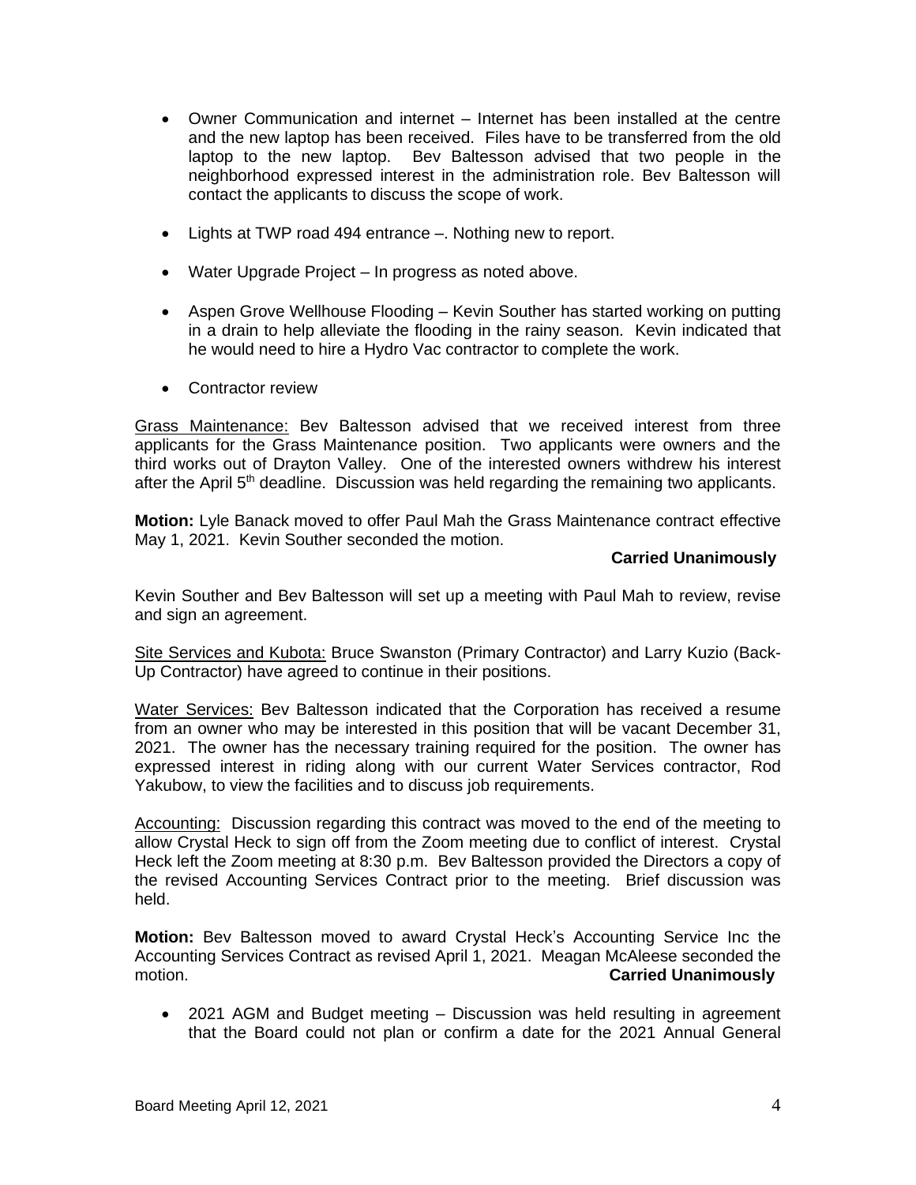- Owner Communication and internet – Internet has been installed at the centre and the new laptop has been received. Files have to be transferred from the old laptop to the new laptop. Bev Baltesson advised that two people in the neighborhood expressed interest in the administration role. Bev Baltesson will contact the applicants to discuss the scope of work.

- Lights at TWP road 494 entrance –. Nothing new to report.

- Water Upgrade Project – In progress as noted above.

- Aspen Grove Wellhouse Flooding – Kevin Souther has started working on putting in a drain to help alleviate the flooding in the rainy season. Kevin indicated that he would need to hire a Hydro Vac contractor to complete the work.

- Contractor review

Grass Maintenance: Bev Baltesson advised that we received interest from three applicants for the Grass Maintenance position. Two applicants were owners and the third works out of Drayton Valley. One of the interested owners withdrew his interest after the April 5th deadline. Discussion was held regarding the remaining two applicants.

**Motion:** Lyle Banack moved to offer Paul Mah the Grass Maintenance contract effective May 1, 2021. Kevin Souther seconded the motion.

**Carried Unanimously**

Kevin Souther and Bev Baltesson will set up a meeting with Paul Mah to review, revise and sign an agreement.

Site Services and Kubota: Bruce Swanston (Primary Contractor) and Larry Kuzio (Back-Up Contractor) have agreed to continue in their positions.

Water Services: Bev Baltesson indicated that the Corporation has received a resume from an owner who may be interested in this position that will be vacant December 31, 2021. The owner has the necessary training required for the position. The owner has expressed interest in riding along with our current Water Services contractor, Rod Yakubow, to view the facilities and to discuss job requirements.

Accounting: Discussion regarding this contract was moved to the end of the meeting to allow Crystal Heck to sign off from the Zoom meeting due to conflict of interest. Crystal Heck left the Zoom meeting at 8:30 p.m. Bev Baltesson provided the Directors a copy of the revised Accounting Services Contract prior to the meeting. Brief discussion was held.

**Motion:** Bev Baltesson moved to award Crystal Heck's Accounting Service Inc the Accounting Services Contract as revised April 1, 2021. Meagan McAleese seconded the motion. **Carried Unanimously**

- 2021 AGM and Budget meeting – Discussion was held resulting in agreement that the Board could not plan or confirm a date for the 2021 Annual General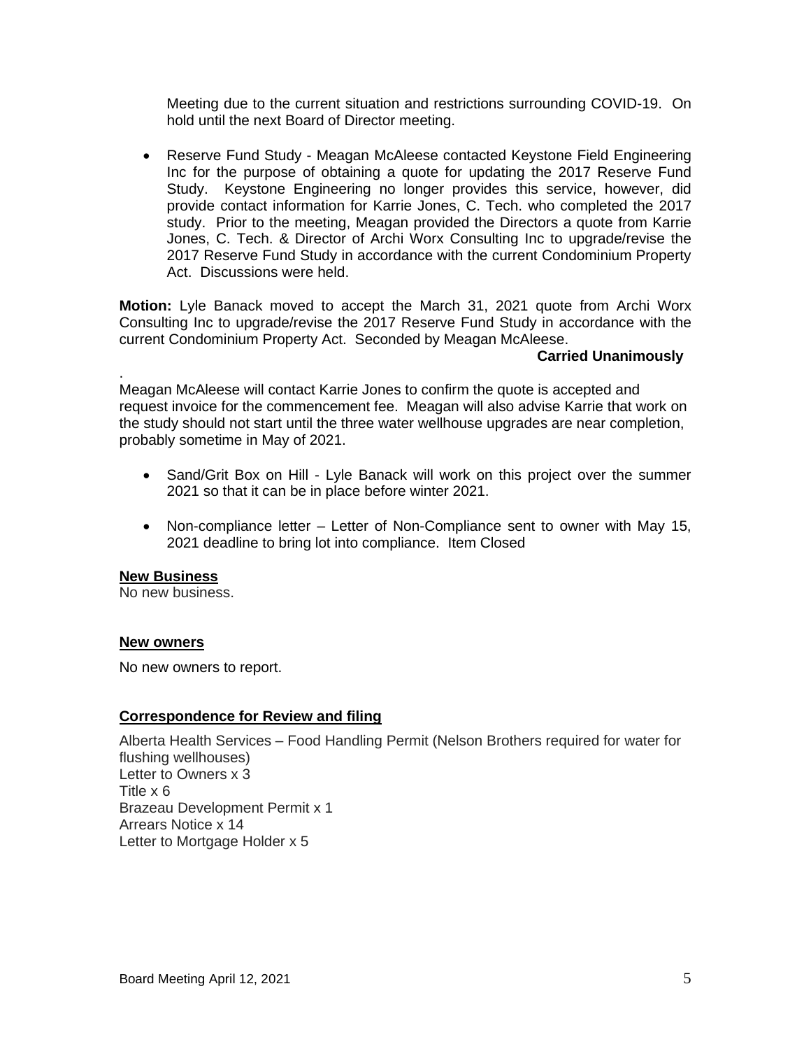Meeting due to the current situation and restrictions surrounding COVID-19. On hold until the next Board of Director meeting.

- Reserve Fund Study - Meagan McAleese contacted Keystone Field Engineering Inc for the purpose of obtaining a quote for updating the 2017 Reserve Fund Study. Keystone Engineering no longer provides this service, however, did provide contact information for Karrie Jones, C. Tech. who completed the 2017 study. Prior to the meeting, Meagan provided the Directors a quote from Karrie Jones, C. Tech. & Director of Archi Worx Consulting Inc to upgrade/revise the 2017 Reserve Fund Study in accordance with the current Condominium Property Act. Discussions were held.

**Motion:** Lyle Banack moved to accept the March 31, 2021 quote from Archi Worx Consulting Inc to upgrade/revise the 2017 Reserve Fund Study in accordance with the current Condominium Property Act. Seconded by Meagan McAleese.

**Carried Unanimously**

.
Meagan McAleese will contact Karrie Jones to confirm the quote is accepted and request invoice for the commencement fee. Meagan will also advise Karrie that work on the study should not start until the three water wellhouse upgrades are near completion, probably sometime in May of 2021.

- Sand/Grit Box on Hill - Lyle Banack will work on this project over the summer 2021 so that it can be in place before winter 2021.

- Non-compliance letter – Letter of Non-Compliance sent to owner with May 15, 2021 deadline to bring lot into compliance. Item Closed

## New Business

No new business.

## New owners

No new owners to report.

## Correspondence for Review and filing

Alberta Health Services – Food Handling Permit (Nelson Brothers required for water for flushing wellhouses)
Letter to Owners x 3
Title x 6
Brazeau Development Permit x 1
Arrears Notice x 14
Letter to Mortgage Holder x 5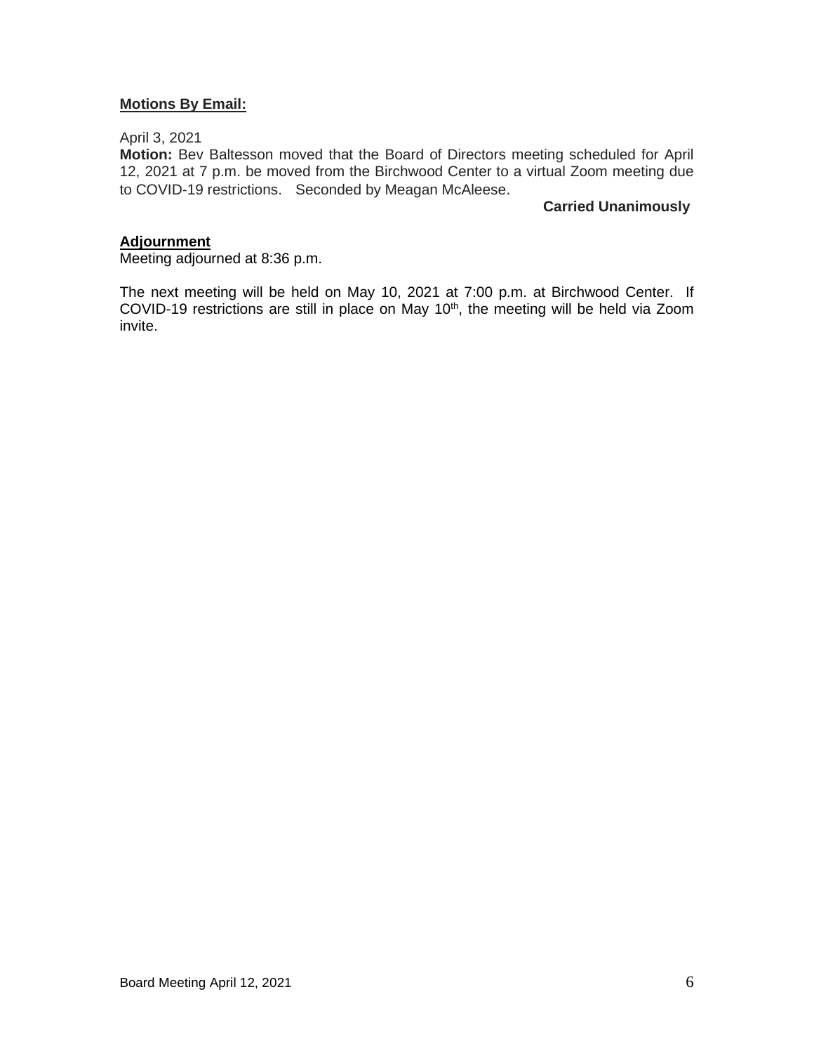**Motions By Email:**

April 3, 2021

**Motion:** Bev Baltesson moved that the Board of Directors meeting scheduled for April 12, 2021 at 7 p.m. be moved from the Birchwood Center to a virtual Zoom meeting due to COVID-19 restrictions. Seconded by Meagan McAleese.

**Carried Unanimously**

**Adjournment**

Meeting adjourned at 8:36 p.m.

The next meeting will be held on May 10, 2021 at 7:00 p.m. at Birchwood Center. If COVID-19 restrictions are still in place on May 10th, the meeting will be held via Zoom invite.